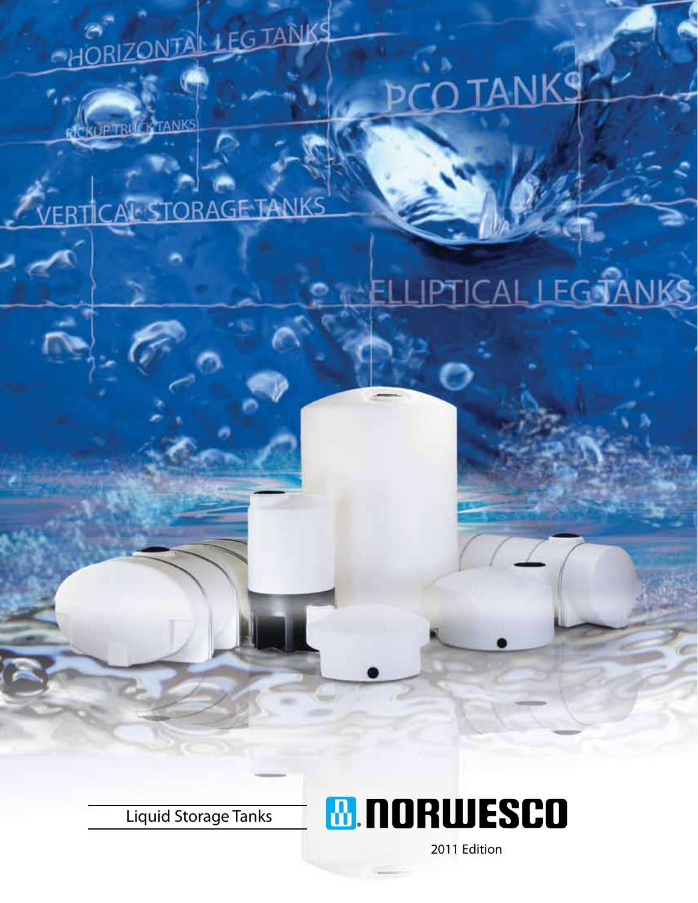HORIZONTAL LEG TANKS

PICKUP TRUCK TANKS

PCO TANKS

VERTICAL STORAGE TANKS

ELLIPTICAL LEG TANKS

Liquid Storage Tanks

NORWESCO

2011 Edition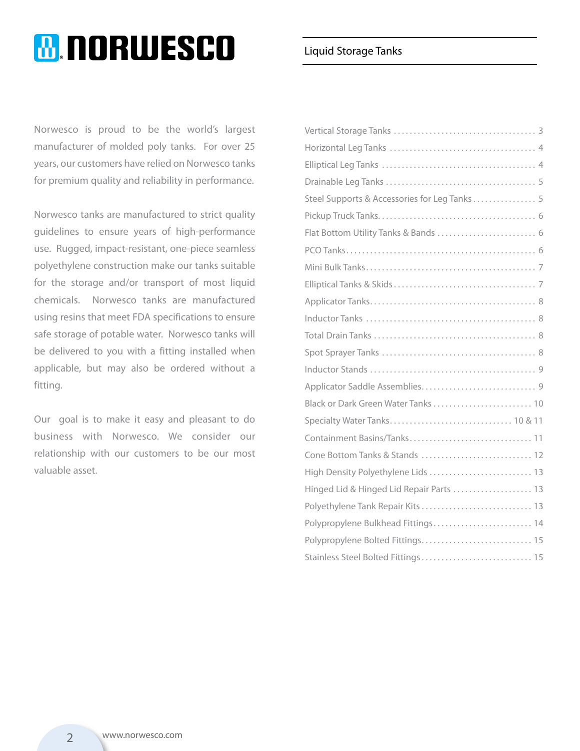# NORWESCO

## Liquid Storage Tanks

Norwesco is proud to be the world's largest manufacturer of molded poly tanks. For over 25 years, our customers have relied on Norwesco tanks for premium quality and reliability in performance.

Norwesco tanks are manufactured to strict quality guidelines to ensure years of high-performance use. Rugged, impact-resistant, one-piece seamless polyethylene construction make our tanks suitable for the storage and/or transport of most liquid chemicals. Norwesco tanks are manufactured using resins that meet FDA specifications to ensure safe storage of potable water. Norwesco tanks will be delivered to you with a fitting installed when applicable, but may also be ordered without a fitting.

Our goal is to make it easy and pleasant to do business with Norwesco. We consider our relationship with our customers to be our most valuable asset.

| | |
|---|---|
| Vertical Storage Tanks | 3 |
| Horizontal Leg Tanks | 4 |
| Elliptical Leg Tanks | 4 |
| Drainable Leg Tanks | 5 |
| Steel Supports & Accessories for Leg Tanks | 5 |
| Pickup Truck Tanks | 6 |
| Flat Bottom Utility Tanks & Bands | 6 |
| PCO Tanks | 6 |
| Mini Bulk Tanks | 7 |
| Elliptical Tanks & Skids | 7 |
| Applicator Tanks | 8 |
| Inductor Tanks | 8 |
| Total Drain Tanks | 8 |
| Spot Sprayer Tanks | 8 |
| Inductor Stands | 9 |
| Applicator Saddle Assemblies | 9 |
| Black or Dark Green Water Tanks | 10 |
| Specialty Water Tanks | 10 & 11 |
| Containment Basins/Tanks | 11 |
| Cone Bottom Tanks & Stands | 12 |
| High Density Polyethylene Lids | 13 |
| Hinged Lid & Hinged Lid Repair Parts | 13 |
| Polyethylene Tank Repair Kits | 13 |
| Polypropylene Bulkhead Fittings | 14 |
| Polypropylene Bolted Fittings | 15 |
| Stainless Steel Bolted Fittings | 15 |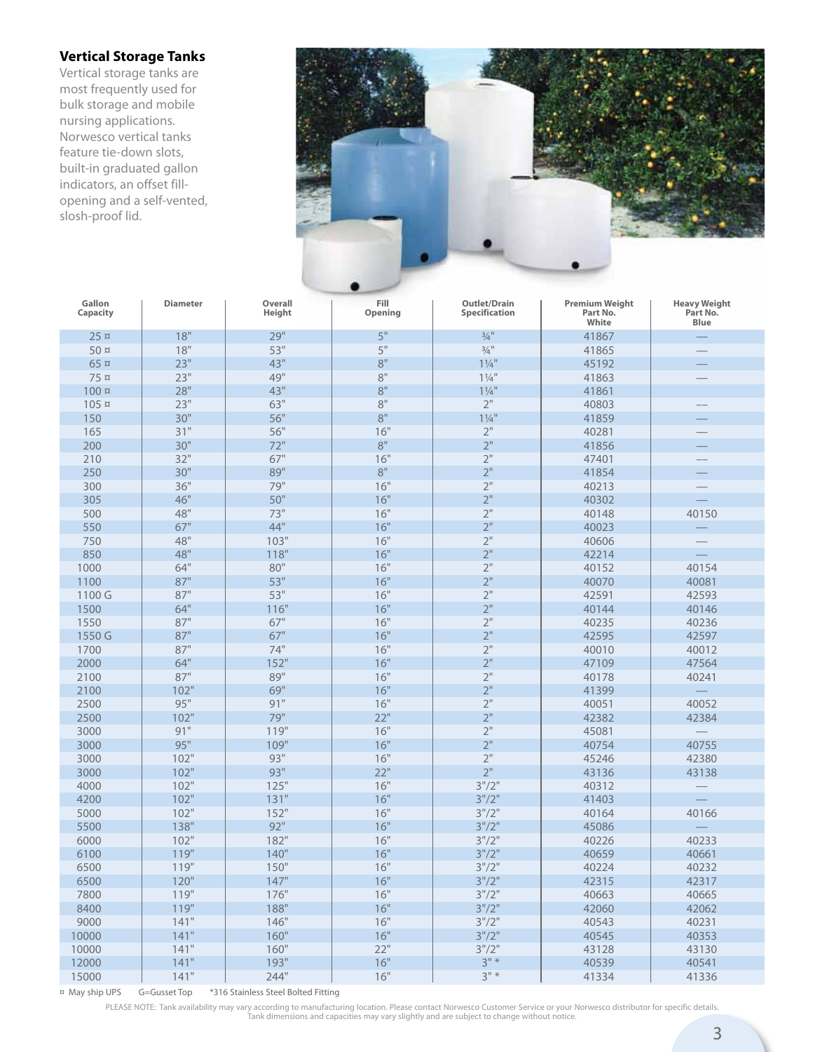## Vertical Storage Tanks

Vertical storage tanks are most frequently used for bulk storage and mobile nursing applications. Norwesco vertical tanks feature tie-down slots, built-in graduated gallon indicators, an offset fill-opening and a self-vented, slosh-proof lid.

| Gallon Capacity | Diameter | Overall Height | Fill Opening | Outlet/Drain Specification | Premium Weight Part No. White | Heavy Weight Part No. Blue |
|---|---|---|---|---|---|---|
| 25 ¤ | 18" | 29" | 5" | ¾" | 41867 | — |
| 50 ¤ | 18" | 53" | 5" | ¾" | 41865 | — |
| 65 ¤ | 23" | 43" | 8" | 1¼" | 45192 | — |
| 75 ¤ | 23" | 49" | 8" | 1¼" | 41863 | — |
| 100 ¤ | 28" | 43" | 8" | 1¼" | 41861 | |
| 105 ¤ | 23" | 63" | 8" | 2" | 40803 | –– |
| 150 | 30" | 56" | 8" | 1¼" | 41859 | — |
| 165 | 31" | 56" | 16" | 2" | 40281 | — |
| 200 | 30" | 72" | 8" | 2" | 41856 | — |
| 210 | 32" | 67" | 16" | 2" | 47401 | –– |
| 250 | 30" | 89" | 8" | 2" | 41854 | — |
| 300 | 36" | 79" | 16" | 2" | 40213 | — |
| 305 | 46" | 50" | 16" | 2" | 40302 | — |
| 500 | 48" | 73" | 16" | 2" | 40148 | 40150 |
| 550 | 67" | 44" | 16" | 2" | 40023 | — |
| 750 | 48" | 103" | 16" | 2" | 40606 | — |
| 850 | 48" | 118" | 16" | 2" | 42214 | — |
| 1000 | 64" | 80" | 16" | 2" | 40152 | 40154 |
| 1100 | 87" | 53" | 16" | 2" | 40070 | 40081 |
| 1100 G | 87" | 53" | 16" | 2" | 42591 | 42593 |
| 1500 | 64" | 116" | 16" | 2" | 40144 | 40146 |
| 1550 | 87" | 67" | 16" | 2" | 40235 | 40236 |
| 1550 G | 87" | 67" | 16" | 2" | 42595 | 42597 |
| 1700 | 87" | 74" | 16" | 2" | 40010 | 40012 |
| 2000 | 64" | 152" | 16" | 2" | 47109 | 47564 |
| 2100 | 87" | 89" | 16" | 2" | 40178 | 40241 |
| 2100 | 102" | 69" | 16" | 2" | 41399 | — |
| 2500 | 95" | 91" | 16" | 2" | 40051 | 40052 |
| 2500 | 102" | 79" | 22" | 2" | 42382 | 42384 |
| 3000 | 91" | 119" | 16" | 2" | 45081 | — |
| 3000 | 95" | 109" | 16" | 2" | 40754 | 40755 |
| 3000 | 102" | 93" | 16" | 2" | 45246 | 42380 |
| 3000 | 102" | 93" | 22" | 2" | 43136 | 43138 |
| 4000 | 102" | 125" | 16" | 3"/2" | 40312 | — |
| 4200 | 102" | 131" | 16" | 3"/2" | 41403 | — |
| 5000 | 102" | 152" | 16" | 3"/2" | 40164 | 40166 |
| 5500 | 138" | 92" | 16" | 3"/2" | 45086 | — |
| 6000 | 102" | 182" | 16" | 3"/2" | 40226 | 40233 |
| 6100 | 119" | 140" | 16" | 3"/2" | 40659 | 40661 |
| 6500 | 119" | 150" | 16" | 3"/2" | 40224 | 40232 |
| 6500 | 120" | 147" | 16" | 3"/2" | 42315 | 42317 |
| 7800 | 119" | 176" | 16" | 3"/2" | 40663 | 40665 |
| 8400 | 119" | 188" | 16" | 3"/2" | 42060 | 42062 |
| 9000 | 141" | 146" | 16" | 3"/2" | 40543 | 40231 |
| 10000 | 141" | 160" | 16" | 3"/2" | 40545 | 40353 |
| 10000 | 141" | 160" | 22" | 3"/2" | 43128 | 43130 |
| 12000 | 141" | 193" | 16" | 3" * | 40539 | 40541 |
| 15000 | 141" | 244" | 16" | 3" * | 41334 | 41336 |

¤ May ship UPS  G=Gusset Top  *316 Stainless Steel Bolted Fitting

PLEASE NOTE: Tank availability may vary according to manufacturing location. Please contact Norwesco Customer Service or your Norwesco distributor for specific details. Tank dimensions and capacities may vary slightly and are subject to change without notice.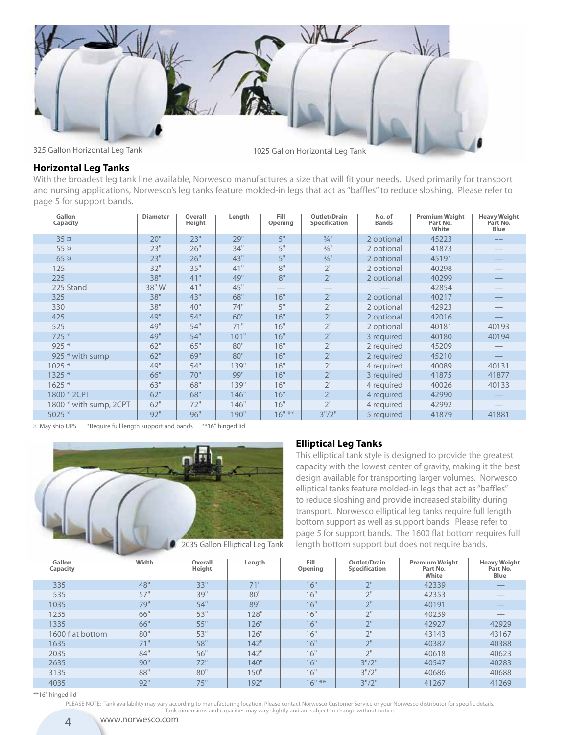325 Gallon Horizontal Leg Tank

1025 Gallon Horizontal Leg Tank

## Horizontal Leg Tanks

With the broadest leg tank line available, Norwesco manufactures a size that will fit your needs. Used primarily for transport and nursing applications, Norwesco's leg tanks feature molded-in legs that act as "baffles" to reduce sloshing. Please refer to page 5 for support bands.

| Gallon Capacity | Diameter | Overall Height | Length | Fill Opening | Outlet/Drain Specification | No. of Bands | Premium Weight Part No. White | Heavy Weight Part No. Blue |
|---|---|---|---|---|---|---|---|---|
| 35 ¤ | 20" | 23" | 29" | 5" | ¾" | 2 optional | 45223 | — |
| 55 ¤ | 23" | 26" | 34" | 5" | ¾" | 2 optional | 41873 | — |
| 65 ¤ | 23" | 26" | 43" | 5" | ¾" | 2 optional | 45191 | — |
| 125 | 32" | 35" | 41" | 8" | 2" | 2 optional | 40298 | — |
| 225 | 38" | 41" | 49" | 8" | 2" | 2 optional | 40299 | — |
| 225 Stand | 38" W | 41" | 45" | — | — | — | 42854 | — |
| 325 | 38" | 43" | 68" | 16" | 2" | 2 optional | 40217 | — |
| 330 | 38" | 40" | 74" | 5" | 2" | 2 optional | 42923 | — |
| 425 | 49" | 54" | 60" | 16" | 2" | 2 optional | 42016 | — |
| 525 | 49" | 54" | 71" | 16" | 2" | 2 optional | 40181 | 40193 |
| 725 * | 49" | 54" | 101" | 16" | 2" | 3 required | 40180 | 40194 |
| 925 * | 62" | 65" | 80" | 16" | 2" | 2 required | 45209 | — |
| 925 * with sump | 62" | 69" | 80" | 16" | 2" | 2 required | 45210 | — |
| 1025 * | 49" | 54" | 139" | 16" | 2" | 4 required | 40089 | 40131 |
| 1325 * | 66" | 70" | 99" | 16" | 2" | 3 required | 41875 | 41877 |
| 1625 * | 63" | 68" | 139" | 16" | 2" | 4 required | 40026 | 40133 |
| 1800 * 2CPT | 62" | 68" | 146" | 16" | 2" | 4 required | 42990 | — |
| 1800 * with sump, 2CPT | 62" | 72" | 146" | 16" | 2" | 4 required | 42992 | — |
| 5025 * | 92" | 96" | 190" | 16" ** | 3"/2" | 5 required | 41879 | 41881 |

¤ May ship UPS   *Require full length support and bands   **16" hinged lid

2035 Gallon Elliptical Leg Tank

## Elliptical Leg Tanks

This elliptical tank style is designed to provide the greatest capacity with the lowest center of gravity, making it the best design available for transporting larger volumes. Norwesco elliptical tanks feature molded-in legs that act as "baffles" to reduce sloshing and provide increased stability during transport. Norwesco elliptical leg tanks require full length bottom support as well as support bands. Please refer to page 5 for support bands. The 1600 flat bottom requires full length bottom support but does not require bands.

| Gallon Capacity | Width | Overall Height | Length | Fill Opening | Outlet/Drain Specification | Premium Weight Part No. White | Heavy Weight Part No. Blue |
|---|---|---|---|---|---|---|---|
| 335 | 48" | 33" | 71" | 16" | 2" | 42339 | — |
| 535 | 57" | 39" | 80" | 16" | 2" | 42353 | — |
| 1035 | 79" | 54" | 89" | 16" | 2" | 40191 | — |
| 1235 | 66" | 53" | 128" | 16" | 2" | 40239 | — |
| 1335 | 66" | 55" | 126" | 16" | 2" | 42927 | 42929 |
| 1600 flat bottom | 80" | 53" | 126" | 16" | 2" | 43143 | 43167 |
| 1635 | 71" | 58" | 142" | 16" | 2" | 40387 | 40388 |
| 2035 | 84" | 56" | 142" | 16" | 2" | 40618 | 40623 |
| 2635 | 90" | 72" | 140" | 16" | 3"/2" | 40547 | 40283 |
| 3135 | 88" | 80" | 150" | 16" | 3"/2" | 40686 | 40688 |
| 4035 | 92" | 75" | 192" | 16" ** | 3"/2" | 41267 | 41269 |

**16" hinged lid

PLEASE NOTE: Tank availability may vary according to manufacturing location. Please contact Norwesco Customer Service or your Norwesco distributor for specific details. Tank dimensions and capacities may vary slightly and are subject to change without notice.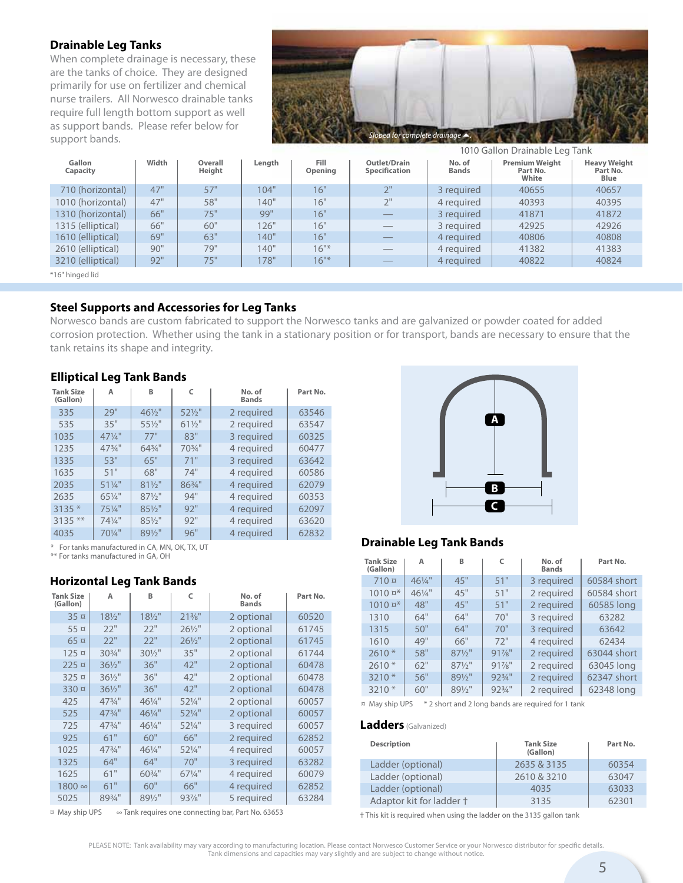## Drainable Leg Tanks

When complete drainage is necessary, these are the tanks of choice. They are designed primarily for use on fertilizer and chemical nurse trailers. All Norwesco drainable tanks require full length bottom support as well as support bands. Please refer below for support bands.

Sloped for complete drainage

1010 Gallon Drainable Leg Tank

| Gallon Capacity | Width | Overall Height | Length | Fill Opening | Outlet/Drain Specification | No. of Bands | Premium Weight Part No. White | Heavy Weight Part No. Blue |
|---|---|---|---|---|---|---|---|---|
| 710 (horizontal) | 47" | 57" | 104" | 16" | 2" | 3 required | 40655 | 40657 |
| 1010 (horizontal) | 47" | 58" | 140" | 16" | 2" | 4 required | 40393 | 40395 |
| 1310 (horizontal) | 66" | 75" | 99" | 16" | — | 3 required | 41871 | 41872 |
| 1315 (elliptical) | 66" | 60" | 126" | 16" | — | 3 required | 42925 | 42926 |
| 1610 (elliptical) | 69" | 63" | 140" | 16" | — | 4 required | 40806 | 40808 |
| 2610 (elliptical) | 90" | 79" | 140" | 16"* | — | 4 required | 41382 | 41383 |
| 3210 (elliptical) | 92" | 75" | 178" | 16"* | — | 4 required | 40822 | 40824 |

*16" hinged lid

## Steel Supports and Accessories for Leg Tanks

Norwesco bands are custom fabricated to support the Norwesco tanks and are galvanized or powder coated for added corrosion protection. Whether using the tank in a stationary position or for transport, bands are necessary to ensure that the tank retains its shape and integrity.

### Elliptical Leg Tank Bands

| Tank Size (Gallon) | A | B | C | No. of Bands | Part No. |
|---|---|---|---|---|---|
| 335 | 29" | 46½" | 52½" | 2 required | 63546 |
| 535 | 35" | 55½" | 61½" | 2 required | 63547 |
| 1035 | 47¼" | 77" | 83" | 3 required | 60325 |
| 1235 | 47¾" | 64¾" | 70¾" | 4 required | 60477 |
| 1335 | 53" | 65" | 71" | 3 required | 63642 |
| 1635 | 51" | 68" | 74" | 4 required | 60586 |
| 2035 | 51¼" | 81½" | 86¾" | 4 required | 62079 |
| 2635 | 65¼" | 87½" | 94" | 4 required | 60353 |
| 3135 * | 75¼" | 85½" | 92" | 4 required | 62097 |
| 3135 ** | 74¼" | 85½" | 92" | 4 required | 63620 |
| 4035 | 70¼" | 89½" | 96" | 4 required | 62832 |

\* For tanks manufactured in CA, MN, OK, TX, UT
** For tanks manufactured in GA, OH

### Horizontal Leg Tank Bands

| Tank Size (Gallon) | A | B | C | No. of Bands | Part No. |
|---|---|---|---|---|---|
| 35 ¤ | 18½" | 18½" | 21⅜" | 2 optional | 60520 |
| 55 ¤ | 22" | 22" | 26½" | 2 optional | 61745 |
| 65 ¤ | 22" | 22" | 26½" | 2 optional | 61745 |
| 125 ¤ | 30¾" | 30½" | 35" | 2 optional | 61744 |
| 225 ¤ | 36½" | 36" | 42" | 2 optional | 60478 |
| 325 ¤ | 36½" | 36" | 42" | 2 optional | 60478 |
| 330 ¤ | 36½" | 36" | 42" | 2 optional | 60478 |
| 425 | 47¾" | 46¼" | 52¼" | 2 optional | 60057 |
| 525 | 47¾" | 46¼" | 52¼" | 2 optional | 60057 |
| 725 | 47¾" | 46¼" | 52¼" | 3 required | 60057 |
| 925 | 61" | 60" | 66" | 2 required | 62852 |
| 1025 | 47¾" | 46¼" | 52¼" | 4 required | 60057 |
| 1325 | 64" | 64" | 70" | 3 required | 63282 |
| 1625 | 61" | 60¾" | 67¼" | 4 required | 60079 |
| 1800 ∞ | 61" | 60" | 66" | 4 required | 62852 |
| 5025 | 89¾" | 89½" | 93⅞" | 5 required | 63284 |

¤ May ship UPS ∞ Tank requires one connecting bar, Part No. 63653

### Drainable Leg Tank Bands

| Tank Size (Gallon) | A | B | C | No. of Bands | Part No. |
|---|---|---|---|---|---|
| 710 ¤ | 46¼" | 45" | 51" | 3 required | 60584 short |
| 1010 ¤* | 46¼" | 45" | 51" | 2 required | 60584 short |
| 1010 ¤* | 48" | 45" | 51" | 2 required | 60585 long |
| 1310 | 64" | 64" | 70" | 3 required | 63282 |
| 1315 | 50" | 64" | 70" | 3 required | 63642 |
| 1610 | 49" | 66" | 72" | 4 required | 62434 |
| 2610 * | 58" | 87½" | 91⅞" | 2 required | 63044 short |
| 2610 * | 62" | 87½" | 91⅞" | 2 required | 63045 long |
| 3210 * | 56" | 89½" | 92¾" | 2 required | 62347 short |
| 3210 * | 60" | 89½" | 92¾" | 2 required | 62348 long |

¤ May ship UPS * 2 short and 2 long bands are required for 1 tank

### Ladders (Galvanized)

| Description | Tank Size (Gallon) | Part No. |
|---|---|---|
| Ladder (optional) | 2635 & 3135 | 60354 |
| Ladder (optional) | 2610 & 3210 | 63047 |
| Ladder (optional) | 4035 | 63033 |
| Adaptor kit for ladder † | 3135 | 62301 |

† This kit is required when using the ladder on the 3135 gallon tank

PLEASE NOTE: Tank availability may vary according to manufacturing location. Please contact Norwesco Customer Service or your Norwesco distributor for specific details. Tank dimensions and capacities may vary slightly and are subject to change without notice.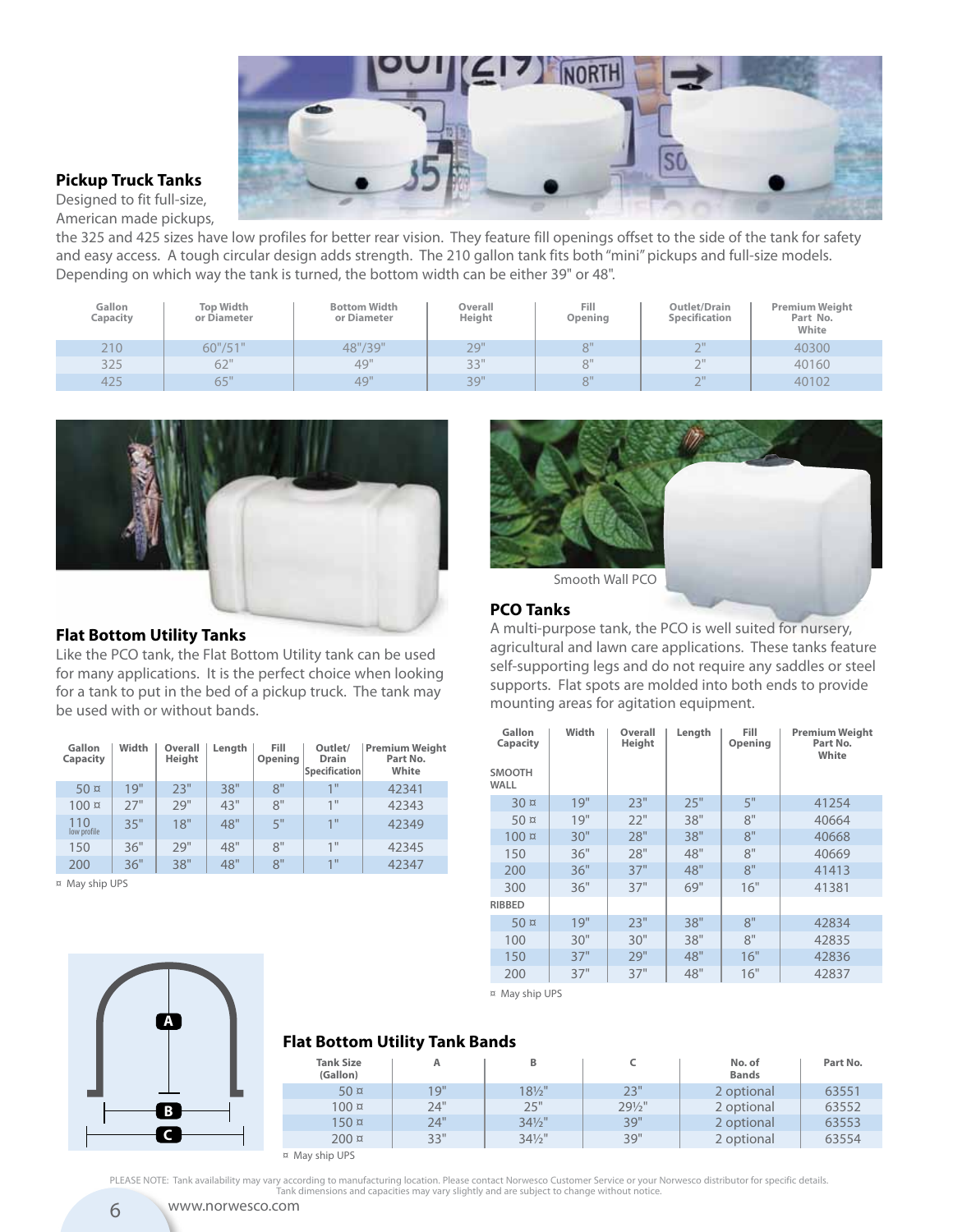## Pickup Truck Tanks

Designed to fit full-size, American made pickups, the 325 and 425 sizes have low profiles for better rear vision. They feature fill openings offset to the side of the tank for safety and easy access. A tough circular design adds strength. The 210 gallon tank fits both "mini" pickups and full-size models. Depending on which way the tank is turned, the bottom width can be either 39" or 48".

| Gallon Capacity | Top Width or Diameter | Bottom Width or Diameter | Overall Height | Fill Opening | Outlet/Drain Specification | Premium Weight Part No. White |
|---|---|---|---|---|---|---|
| 210 | 60"/51" | 48"/39" | 29" | 8" | 2" | 40300 |
| 325 | 62" | 49" | 33" | 8" | 2" | 40160 |
| 425 | 65" | 49" | 39" | 8" | 2" | 40102 |

## Flat Bottom Utility Tanks

Like the PCO tank, the Flat Bottom Utility tank can be used for many applications. It is the perfect choice when looking for a tank to put in the bed of a pickup truck. The tank may be used with or without bands.

| Gallon Capacity | Width | Overall Height | Length | Fill Opening | Outlet/Drain Specification | Premium Weight Part No. White |
|---|---|---|---|---|---|---|
| 50 ¤ | 19" | 23" | 38" | 8" | 1" | 42341 |
| 100 ¤ | 27" | 29" | 43" | 8" | 1" | 42343 |
| 110 low profile | 35" | 18" | 48" | 5" | 1" | 42349 |
| 150 | 36" | 29" | 48" | 8" | 1" | 42345 |
| 200 | 36" | 38" | 48" | 8" | 1" | 42347 |

¤ May ship UPS

Smooth Wall PCO

## PCO Tanks

A multi-purpose tank, the PCO is well suited for nursery, agricultural and lawn care applications. These tanks feature self-supporting legs and do not require any saddles or steel supports. Flat spots are molded into both ends to provide mounting areas for agitation equipment.

| Gallon Capacity | Width | Overall Height | Length | Fill Opening | Premium Weight Part No. White |
|---|---|---|---|---|---|
| **SMOOTH WALL** | | | | | |
| 30 ¤ | 19" | 23" | 25" | 5" | 41254 |
| 50 ¤ | 19" | 22" | 38" | 8" | 40664 |
| 100 ¤ | 30" | 28" | 38" | 8" | 40668 |
| 150 | 36" | 28" | 48" | 8" | 40669 |
| 200 | 36" | 37" | 48" | 8" | 41413 |
| 300 | 36" | 37" | 69" | 16" | 41381 |
| **RIBBED** | | | | | |
| 50 ¤ | 19" | 23" | 38" | 8" | 42834 |
| 100 | 30" | 30" | 38" | 8" | 42835 |
| 150 | 37" | 29" | 48" | 16" | 42836 |
| 200 | 37" | 37" | 48" | 16" | 42837 |

¤ May ship UPS

## Flat Bottom Utility Tank Bands

| Tank Size (Gallon) | A | B | C | No. of Bands | Part No. |
|---|---|---|---|---|---|
| 50 ¤ | 19" | 18½" | 23" | 2 optional | 63551 |
| 100 ¤ | 24" | 25" | 29½" | 2 optional | 63552 |
| 150 ¤ | 24" | 34½" | 39" | 2 optional | 63553 |
| 200 ¤ | 33" | 34½" | 39" | 2 optional | 63554 |

¤ May ship UPS

PLEASE NOTE: Tank availability may vary according to manufacturing location. Please contact Norwesco Customer Service or your Norwesco distributor for specific details. Tank dimensions and capacities may vary slightly and are subject to change without notice.

www.norwesco.com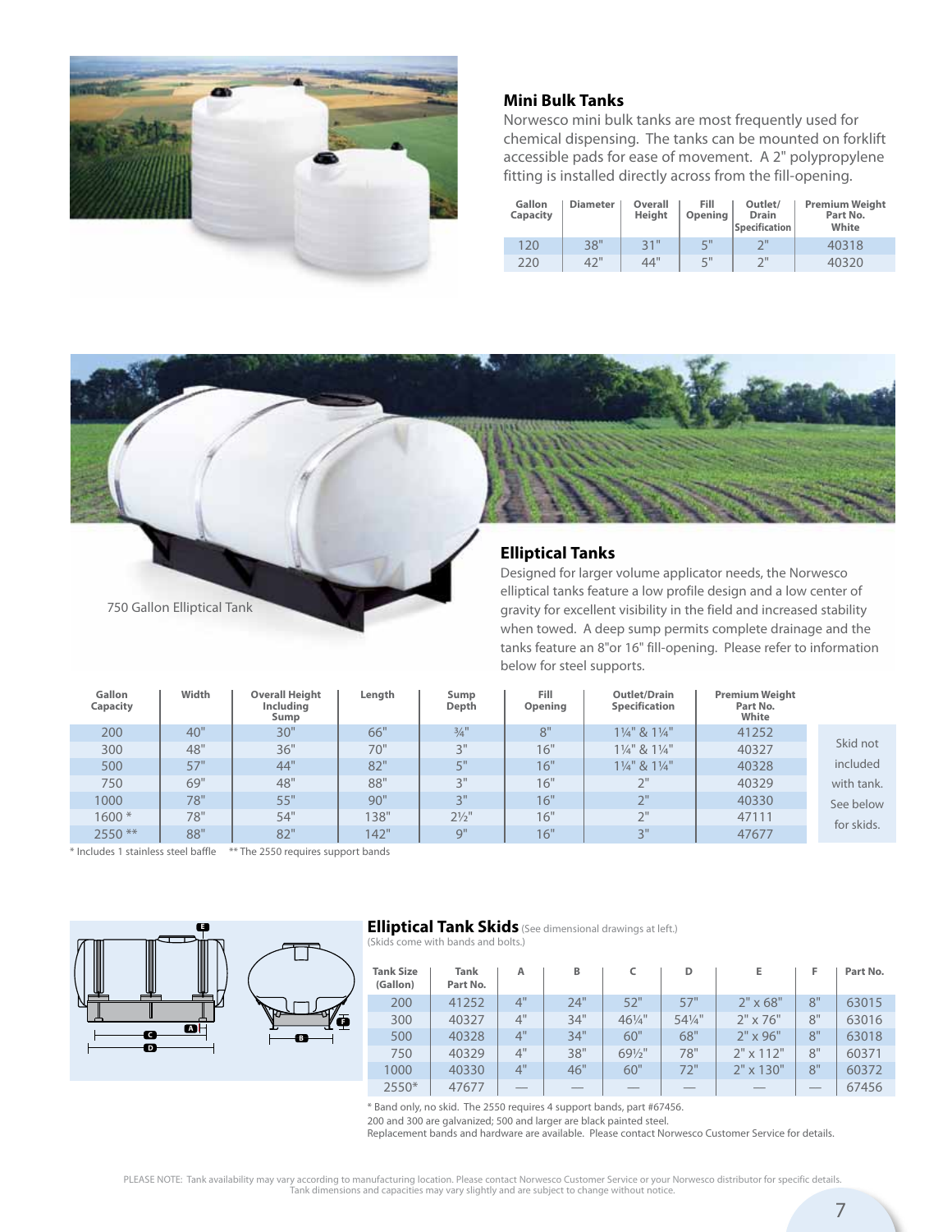## Mini Bulk Tanks

Norwesco mini bulk tanks are most frequently used for chemical dispensing. The tanks can be mounted on forklift accessible pads for ease of movement. A 2" polypropylene fitting is installed directly across from the fill-opening.

| Gallon Capacity | Diameter | Overall Height | Fill Opening | Outlet/ Drain Specification | Premium Weight Part No. White |
|---|---|---|---|---|---|
| 120 | 38" | 31" | 5" | 2" | 40318 |
| 220 | 42" | 44" | 5" | 2" | 40320 |

750 Gallon Elliptical Tank

## Elliptical Tanks

Designed for larger volume applicator needs, the Norwesco elliptical tanks feature a low profile design and a low center of gravity for excellent visibility in the field and increased stability when towed. A deep sump permits complete drainage and the tanks feature an 8"or 16" fill-opening. Please refer to information below for steel supports.

| Gallon Capacity | Width | Overall Height Including Sump | Length | Sump Depth | Fill Opening | Outlet/Drain Specification | Premium Weight Part No. White | |
|---|---|---|---|---|---|---|---|---|
| 200 | 40" | 30" | 66" | ¾" | 8" | 1¼" & 1¼" | 41252 | Skid not included with tank. See below for skids. |
| 300 | 48" | 36" | 70" | 3" | 16" | 1¼" & 1¼" | 40327 | |
| 500 | 57" | 44" | 82" | 5" | 16" | 1¼" & 1¼" | 40328 | |
| 750 | 69" | 48" | 88" | 3" | 16" | 2" | 40329 | |
| 1000 | 78" | 55" | 90" | 3" | 16" | 2" | 40330 | |
| 1600 * | 78" | 54" | 138" | 2½" | 16" | 2" | 47111 | |
| 2550 ** | 88" | 82" | 142" | 9" | 16" | 3" | 47677 | |

\* Includes 1 stainless steel baffle   ** The 2550 requires support bands

## Elliptical Tank Skids (See dimensional drawings at left.)

(Skids come with bands and bolts.)

| Tank Size (Gallon) | Tank Part No. | A | B | C | D | E | F | Part No. |
|---|---|---|---|---|---|---|---|---|
| 200 | 41252 | 4" | 24" | 52" | 57" | 2" x 68" | 8" | 63015 |
| 300 | 40327 | 4" | 34" | 46¼" | 54¼" | 2" x 76" | 8" | 63016 |
| 500 | 40328 | 4" | 34" | 60" | 68" | 2" x 96" | 8" | 63018 |
| 750 | 40329 | 4" | 38" | 69½" | 78" | 2" x 112" | 8" | 60371 |
| 1000 | 40330 | 4" | 46" | 60" | 72" | 2" x 130" | 8" | 60372 |
| 2550* | 47677 | — | — | — | — | — | — | 67456 |

\* Band only, no skid. The 2550 requires 4 support bands, part #67456.
200 and 300 are galvanized; 500 and larger are black painted steel.
Replacement bands and hardware are available. Please contact Norwesco Customer Service for details.

PLEASE NOTE: Tank availability may vary according to manufacturing location. Please contact Norwesco Customer Service or your Norwesco distributor for specific details. Tank dimensions and capacities may vary slightly and are subject to change without notice.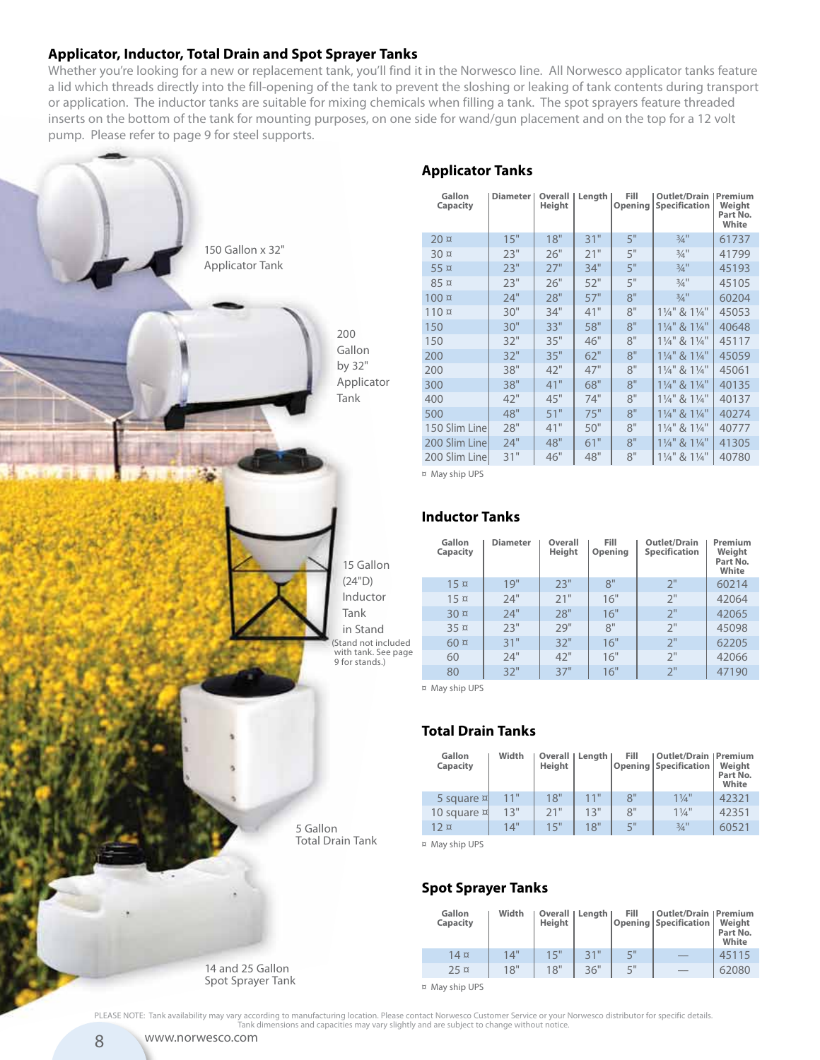## Applicator, Inductor, Total Drain and Spot Sprayer Tanks

Whether you're looking for a new or replacement tank, you'll find it in the Norwesco line. All Norwesco applicator tanks feature a lid which threads directly into the fill-opening of the tank to prevent the sloshing or leaking of tank contents during transport or application. The inductor tanks are suitable for mixing chemicals when filling a tank. The spot sprayers feature threaded inserts on the bottom of the tank for mounting purposes, on one side for wand/gun placement and on the top for a 12 volt pump. Please refer to page 9 for steel supports.

150 Gallon x 32" Applicator Tank

200 Gallon by 32" Applicator Tank

15 Gallon (24"D) Inductor Tank in Stand

(Stand not included with tank. See page 9 for stands.)

5 Gallon Total Drain Tank

14 and 25 Gallon Spot Sprayer Tank

### Applicator Tanks

| Gallon Capacity | Diameter | Overall Height | Length | Fill Opening | Outlet/Drain Specification | Premium Weight Part No. White |
|---|---|---|---|---|---|---|
| 20 ¤ | 15" | 18" | 31" | 5" | ¾" | 61737 |
| 30 ¤ | 23" | 26" | 21" | 5" | ¾" | 41799 |
| 55 ¤ | 23" | 27" | 34" | 5" | ¾" | 45193 |
| 85 ¤ | 23" | 26" | 52" | 5" | ¾" | 45105 |
| 100 ¤ | 24" | 28" | 57" | 8" | ¾" | 60204 |
| 110 ¤ | 30" | 34" | 41" | 8" | 1¼" & 1¼" | 45053 |
| 150 | 30" | 33" | 58" | 8" | 1¼" & 1¼" | 40648 |
| 150 | 32" | 35" | 46" | 8" | 1¼" & 1¼" | 45117 |
| 200 | 32" | 35" | 62" | 8" | 1¼" & 1¼" | 45059 |
| 200 | 38" | 42" | 47" | 8" | 1¼" & 1¼" | 45061 |
| 300 | 38" | 41" | 68" | 8" | 1¼" & 1¼" | 40135 |
| 400 | 42" | 45" | 74" | 8" | 1¼" & 1¼" | 40137 |
| 500 | 48" | 51" | 75" | 8" | 1¼" & 1¼" | 40274 |
| 150 Slim Line | 28" | 41" | 50" | 8" | 1¼" & 1¼" | 40777 |
| 200 Slim Line | 24" | 48" | 61" | 8" | 1¼" & 1¼" | 41305 |
| 200 Slim Line | 31" | 46" | 48" | 8" | 1¼" & 1¼" | 40780 |

¤ May ship UPS

### Inductor Tanks

| Gallon Capacity | Diameter | Overall Height | Fill Opening | Outlet/Drain Specification | Premium Weight Part No. White |
|---|---|---|---|---|---|
| 15 ¤ | 19" | 23" | 8" | 2" | 60214 |
| 15 ¤ | 24" | 21" | 16" | 2" | 42064 |
| 30 ¤ | 24" | 28" | 16" | 2" | 42065 |
| 35 ¤ | 23" | 29" | 8" | 2" | 45098 |
| 60 ¤ | 31" | 32" | 16" | 2" | 62205 |
| 60 | 24" | 42" | 16" | 2" | 42066 |
| 80 | 32" | 37" | 16" | 2" | 47190 |

¤ May ship UPS

### Total Drain Tanks

| Gallon Capacity | Width | Overall Height | Length | Fill Opening | Outlet/Drain Specification | Premium Weight Part No. White |
|---|---|---|---|---|---|---|
| 5 square ¤ | 11" | 18" | 11" | 8" | 1¼" | 42321 |
| 10 square ¤ | 13" | 21" | 13" | 8" | 1¼" | 42351 |
| 12 ¤ | 14" | 15" | 18" | 5" | ¾" | 60521 |

¤ May ship UPS

### Spot Sprayer Tanks

| Gallon Capacity | Width | Overall Height | Length | Fill Opening | Outlet/Drain Specification | Premium Weight Part No. White |
|---|---|---|---|---|---|---|
| 14 ¤ | 14" | 15" | 31" | 5" | — | 45115 |
| 25 ¤ | 18" | 18" | 36" | 5" | — | 62080 |

¤ May ship UPS

PLEASE NOTE: Tank availability may vary according to manufacturing location. Please contact Norwesco Customer Service or your Norwesco distributor for specific details. Tank dimensions and capacities may vary slightly and are subject to change without notice.

www.norwesco.com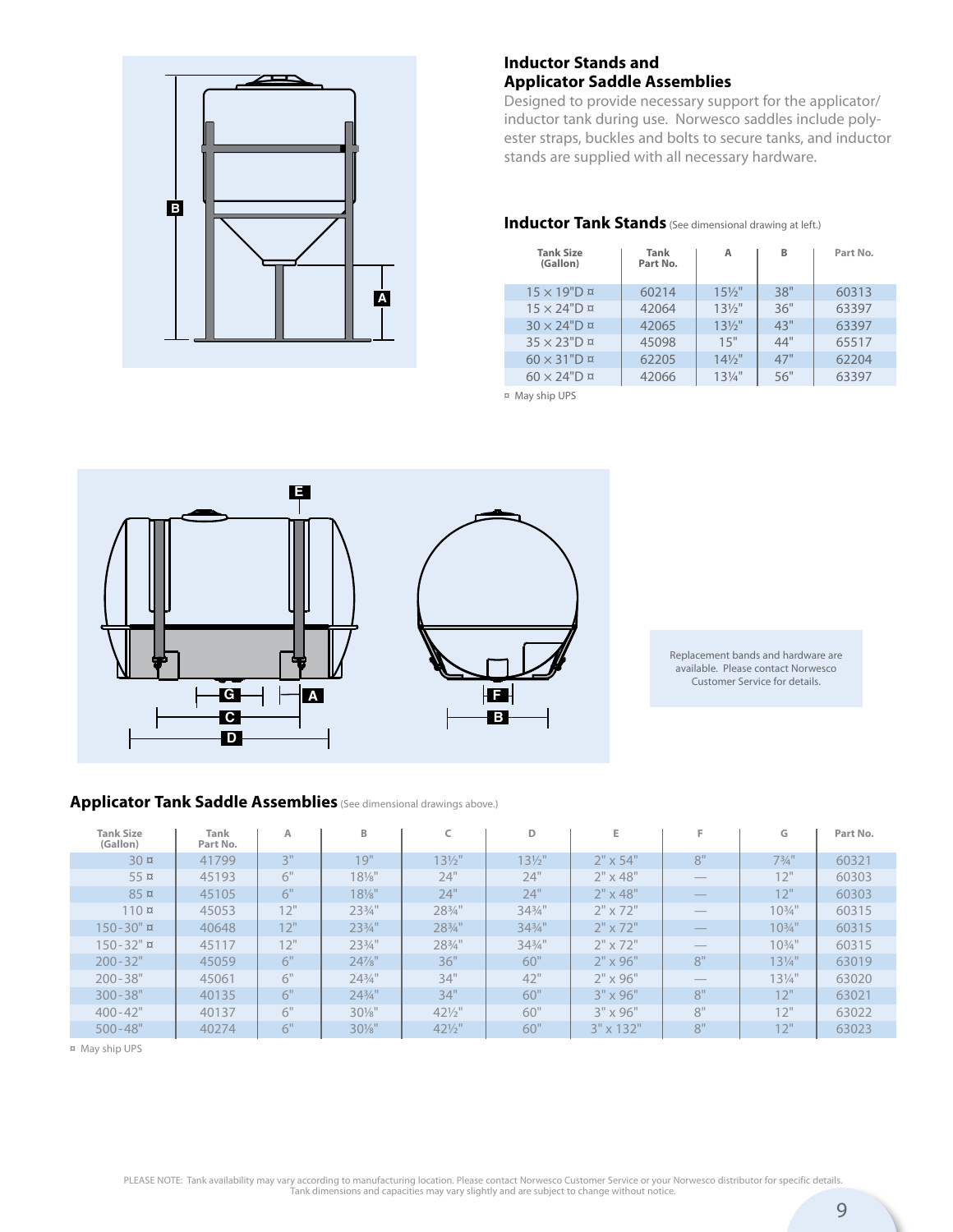## Inductor Stands and Applicator Saddle Assemblies

Designed to provide necessary support for the applicator/inductor tank during use. Norwesco saddles include polyester straps, buckles and bolts to secure tanks, and inductor stands are supplied with all necessary hardware.

### Inductor Tank Stands (See dimensional drawing at left.)

| Tank Size (Gallon) | Tank Part No. | A | B | Part No. |
|---|---|---|---|---|
| 15 × 19"D ¤ | 60214 | 15½" | 38" | 60313 |
| 15 × 24"D ¤ | 42064 | 13½" | 36" | 63397 |
| 30 × 24"D ¤ | 42065 | 13½" | 43" | 63397 |
| 35 × 23"D ¤ | 45098 | 15" | 44" | 65517 |
| 60 × 31"D ¤ | 62205 | 14½" | 47" | 62204 |
| 60 × 24"D ¤ | 42066 | 13¼" | 56" | 63397 |

¤ May ship UPS

Replacement bands and hardware are available. Please contact Norwesco Customer Service for details.

### Applicator Tank Saddle Assemblies (See dimensional drawings above.)

| Tank Size (Gallon) | Tank Part No. | A | B | C | D | E | F | G | Part No. |
|---|---|---|---|---|---|---|---|---|---|
| 30 ¤ | 41799 | 3" | 19" | 13½" | 13½" | 2" x 54" | 8" | 7¾" | 60321 |
| 55 ¤ | 45193 | 6" | 18⅛" | 24" | 24" | 2" x 48" | — | 12" | 60303 |
| 85 ¤ | 45105 | 6" | 18⅛" | 24" | 24" | 2" x 48" | — | 12" | 60303 |
| 110 ¤ | 45053 | 12" | 23¾" | 28¾" | 34¾" | 2" x 72" | — | 10¾" | 60315 |
| 150-30" ¤ | 40648 | 12" | 23¾" | 28¾" | 34¾" | 2" x 72" | — | 10¾" | 60315 |
| 150-32" ¤ | 45117 | 12" | 23¾" | 28¾" | 34¾" | 2" x 72" | — | 10¾" | 60315 |
| 200-32" | 45059 | 6" | 24⅞" | 36" | 60" | 2" x 96" | 8" | 13¼" | 63019 |
| 200-38" | 45061 | 6" | 24¾" | 34" | 42" | 2" x 96" | — | 13¼" | 63020 |
| 300-38" | 40135 | 6" | 24¾" | 34" | 60" | 3" x 96" | 8" | 12" | 63021 |
| 400-42" | 40137 | 6" | 30⅛" | 42½" | 60" | 3" x 96" | 8" | 12" | 63022 |
| 500-48" | 40274 | 6" | 30⅛" | 42½" | 60" | 3" x 132" | 8" | 12" | 63023 |

¤ May ship UPS

PLEASE NOTE: Tank availability may vary according to manufacturing location. Please contact Norwesco Customer Service or your Norwesco distributor for specific details. Tank dimensions and capacities may vary slightly and are subject to change without notice.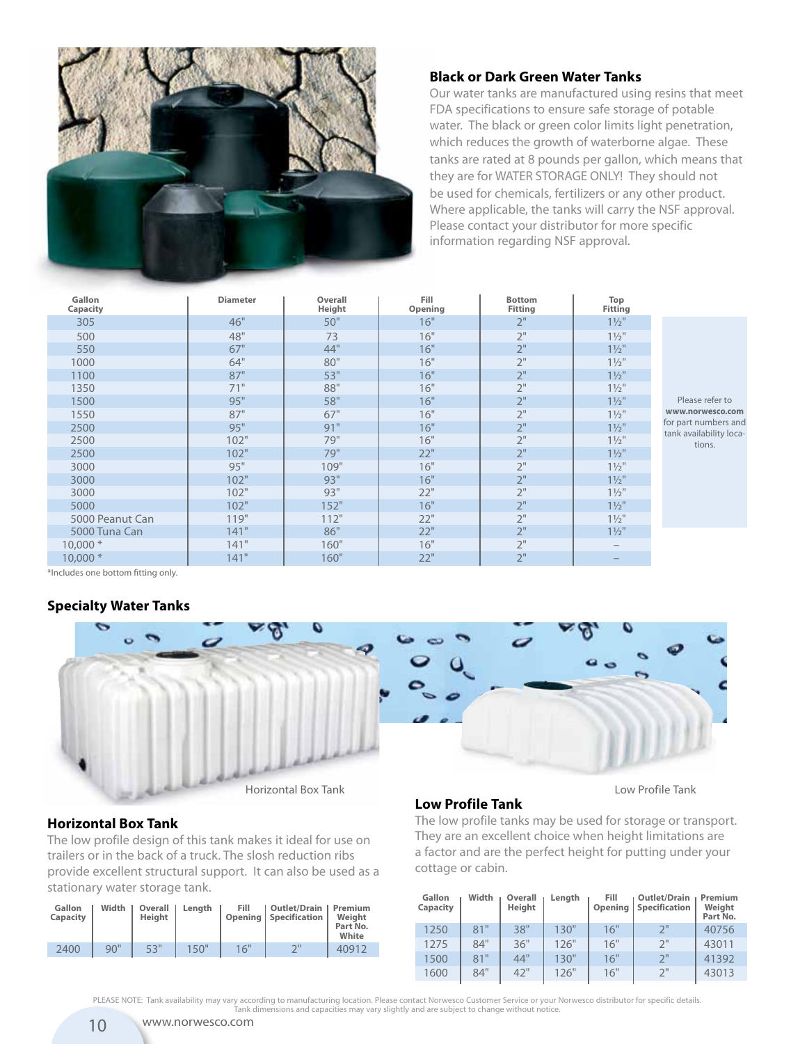### Black or Dark Green Water Tanks

Our water tanks are manufactured using resins that meet FDA specifications to ensure safe storage of potable water. The black or green color limits light penetration, which reduces the growth of waterborne algae. These tanks are rated at 8 pounds per gallon, which means that they are for WATER STORAGE ONLY! They should not be used for chemicals, fertilizers or any other product. Where applicable, the tanks will carry the NSF approval. Please contact your distributor for more specific information regarding NSF approval.

| Gallon Capacity | Diameter | Overall Height | Fill Opening | Bottom Fitting | Top Fitting |
|---|---|---|---|---|---|
| 305 | 46" | 50" | 16" | 2" | 1½" |
| 500 | 48" | 73 | 16" | 2" | 1½" |
| 550 | 67" | 44" | 16" | 2" | 1½" |
| 1000 | 64" | 80" | 16" | 2" | 1½" |
| 1100 | 87" | 53" | 16" | 2" | 1½" |
| 1350 | 71" | 88" | 16" | 2" | 1½" |
| 1500 | 95" | 58" | 16" | 2" | 1½" |
| 1550 | 87" | 67" | 16" | 2" | 1½" |
| 2500 | 95" | 91" | 16" | 2" | 1½" |
| 2500 | 102" | 79" | 16" | 2" | 1½" |
| 2500 | 102" | 79" | 22" | 2" | 1½" |
| 3000 | 95" | 109" | 16" | 2" | 1½" |
| 3000 | 102" | 93" | 16" | 2" | 1½" |
| 3000 | 102" | 93" | 22" | 2" | 1½" |
| 5000 | 102" | 152" | 16" | 2" | 1½" |
| 5000 Peanut Can | 119" | 112" | 22" | 2" | 1½" |
| 5000 Tuna Can | 141" | 86" | 22" | 2" | 1½" |
| 10,000 * | 141" | 160" | 16" | 2" | – |
| 10,000 * | 141" | 160" | 22" | 2" | – |

*Includes one bottom fitting only.

Please refer to **www.norwesco.com** for part numbers and tank availability locations.

### Specialty Water Tanks

Horizontal Box Tank

Low Profile Tank

### Horizontal Box Tank

The low profile design of this tank makes it ideal for use on trailers or in the back of a truck. The slosh reduction ribs provide excellent structural support. It can also be used as a stationary water storage tank.

| Gallon Capacity | Width | Overall Height | Length | Fill Opening | Outlet/Drain Specification | Premium Weight Part No. White |
|---|---|---|---|---|---|---|
| 2400 | 90" | 53" | 150" | 16" | 2" | 40912 |

### Low Profile Tank

The low profile tanks may be used for storage or transport. They are an excellent choice when height limitations are a factor and are the perfect height for putting under your cottage or cabin.

| Gallon Capacity | Width | Overall Height | Length | Fill Opening | Outlet/Drain Specification | Premium Weight Part No. |
|---|---|---|---|---|---|---|
| 1250 | 81" | 38" | 130" | 16" | 2" | 40756 |
| 1275 | 84" | 36" | 126" | 16" | 2" | 43011 |
| 1500 | 81" | 44" | 130" | 16" | 2" | 41392 |
| 1600 | 84" | 42" | 126" | 16" | 2" | 43013 |

PLEASE NOTE: Tank availability may vary according to manufacturing location. Please contact Norwesco Customer Service or your Norwesco distributor for specific details. Tank dimensions and capacities may vary slightly and are subject to change without notice.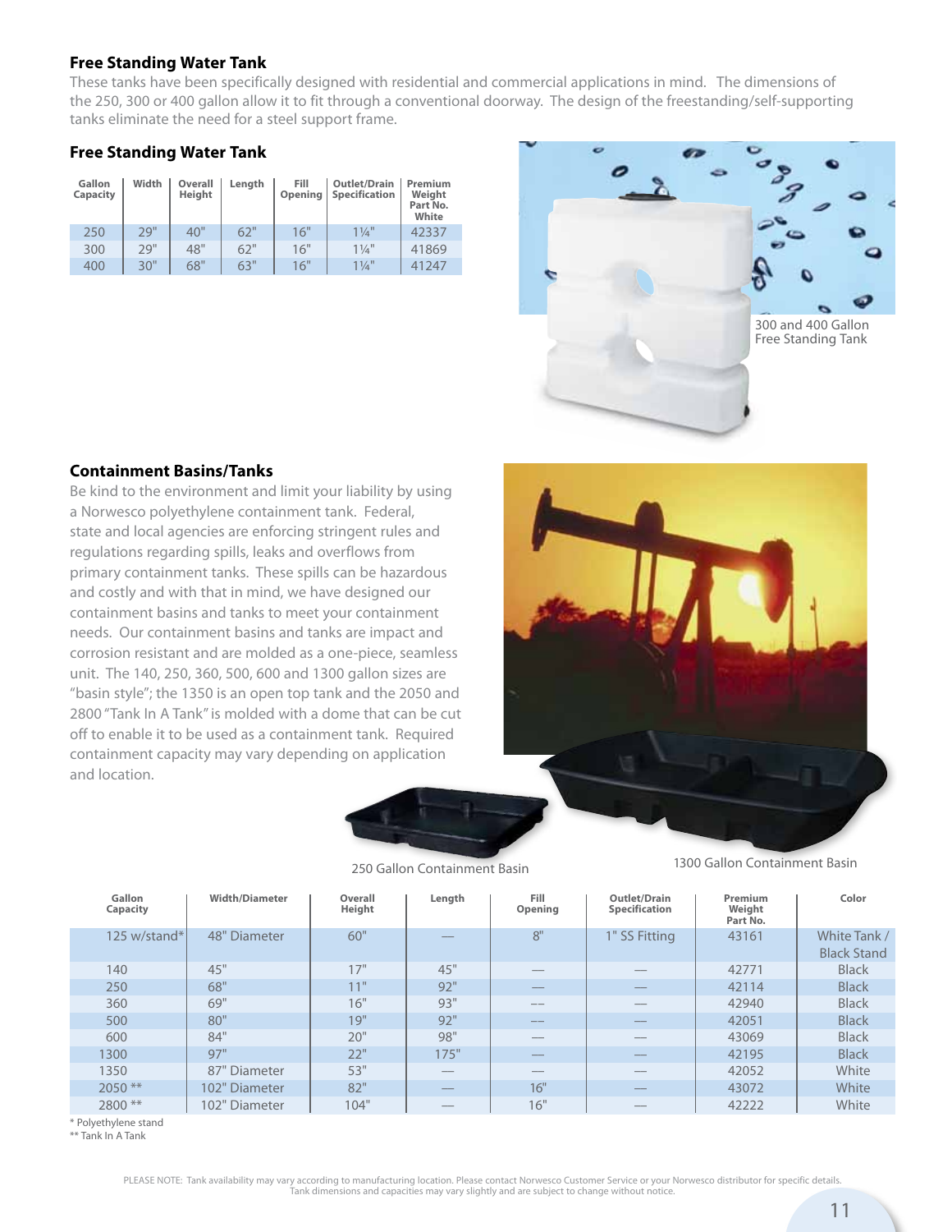## Free Standing Water Tank

These tanks have been specifically designed with residential and commercial applications in mind. The dimensions of the 250, 300 or 400 gallon allow it to fit through a conventional doorway. The design of the freestanding/self-supporting tanks eliminate the need for a steel support frame.

### Free Standing Water Tank

| Gallon Capacity | Width | Overall Height | Length | Fill Opening | Outlet/Drain Specification | Premium Weight Part No. White |
|---|---|---|---|---|---|---|
| 250 | 29" | 40" | 62" | 16" | 1¼" | 42337 |
| 300 | 29" | 48" | 62" | 16" | 1¼" | 41869 |
| 400 | 30" | 68" | 63" | 16" | 1¼" | 41247 |

300 and 400 Gallon Free Standing Tank

## Containment Basins/Tanks

Be kind to the environment and limit your liability by using a Norwesco polyethylene containment tank. Federal, state and local agencies are enforcing stringent rules and regulations regarding spills, leaks and overflows from primary containment tanks. These spills can be hazardous and costly and with that in mind, we have designed our containment basins and tanks to meet your containment needs. Our containment basins and tanks are impact and corrosion resistant and are molded as a one-piece, seamless unit. The 140, 250, 360, 500, 600 and 1300 gallon sizes are "basin style"; the 1350 is an open top tank and the 2050 and 2800 "Tank In A Tank" is molded with a dome that can be cut off to enable it to be used as a containment tank. Required containment capacity may vary depending on application and location.

250 Gallon Containment Basin

1300 Gallon Containment Basin

| Gallon Capacity | Width/Diameter | Overall Height | Length | Fill Opening | Outlet/Drain Specification | Premium Weight Part No. | Color |
|---|---|---|---|---|---|---|---|
| 125 w/stand* | 48" Diameter | 60" | — | 8" | 1" SS Fitting | 43161 | White Tank / Black Stand |
| 140 | 45" | 17" | 45" | — | — | 42771 | Black |
| 250 | 68" | 11" | 92" | — | — | 42114 | Black |
| 360 | 69" | 16" | 93" | — | — | 42940 | Black |
| 500 | 80" | 19" | 92" | — | — | 42051 | Black |
| 600 | 84" | 20" | 98" | — | — | 43069 | Black |
| 1300 | 97" | 22" | 175" | — | — | 42195 | Black |
| 1350 | 87" Diameter | 53" | — | — | — | 42052 | White |
| 2050 ** | 102" Diameter | 82" | — | 16" | — | 43072 | White |
| 2800 ** | 102" Diameter | 104" | — | 16" | — | 42222 | White |

\* Polyethylene stand
\*\* Tank In A Tank

PLEASE NOTE: Tank availability may vary according to manufacturing location. Please contact Norwesco Customer Service or your Norwesco distributor for specific details. Tank dimensions and capacities may vary slightly and are subject to change without notice.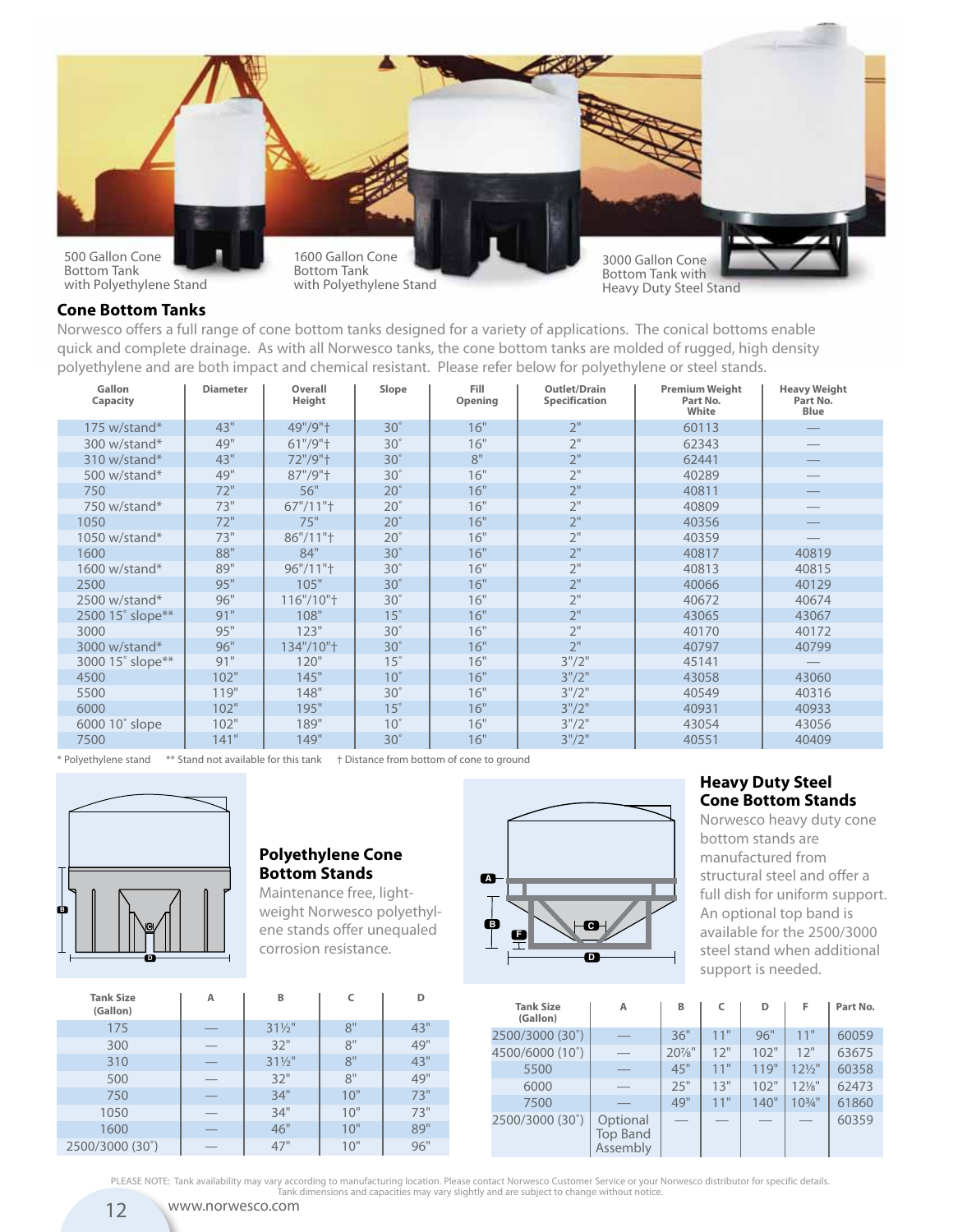500 Gallon Cone Bottom Tank with Polyethylene Stand

1600 Gallon Cone Bottom Tank with Polyethylene Stand

3000 Gallon Cone Bottom Tank with Heavy Duty Steel Stand

## Cone Bottom Tanks

Norwesco offers a full range of cone bottom tanks designed for a variety of applications. The conical bottoms enable quick and complete drainage. As with all Norwesco tanks, the cone bottom tanks are molded of rugged, high density polyethylene and are both impact and chemical resistant. Please refer below for polyethylene or steel stands.

| Gallon Capacity | Diameter | Overall Height | Slope | Fill Opening | Outlet/Drain Specification | Premium Weight Part No. White | Heavy Weight Part No. Blue |
|---|---|---|---|---|---|---|---|
| 175 w/stand* | 43" | 49"/9"† | 30˚ | 16" | 2" | 60113 | — |
| 300 w/stand* | 49" | 61"/9"† | 30˚ | 16" | 2" | 62343 | — |
| 310 w/stand* | 43" | 72"/9"† | 30˚ | 8" | 2" | 62441 | — |
| 500 w/stand* | 49" | 87"/9"† | 30˚ | 16" | 2" | 40289 | — |
| 750 | 72" | 56" | 20˚ | 16" | 2" | 40811 | — |
| 750 w/stand* | 73" | 67"/11"† | 20˚ | 16" | 2" | 40809 | — |
| 1050 | 72" | 75" | 20˚ | 16" | 2" | 40356 | — |
| 1050 w/stand* | 73" | 86"/11"† | 20˚ | 16" | 2" | 40359 | — |
| 1600 | 88" | 84" | 30˚ | 16" | 2" | 40817 | 40819 |
| 1600 w/stand* | 89" | 96"/11"† | 30˚ | 16" | 2" | 40813 | 40815 |
| 2500 | 95" | 105" | 30˚ | 16" | 2" | 40066 | 40129 |
| 2500 w/stand* | 96" | 116"/10"† | 30˚ | 16" | 2" | 40672 | 40674 |
| 2500 15˚ slope** | 91" | 108" | 15˚ | 16" | 2" | 43065 | 43067 |
| 3000 | 95" | 123" | 30˚ | 16" | 2" | 40170 | 40172 |
| 3000 w/stand* | 96" | 134"/10"† | 30˚ | 16" | 2" | 40797 | 40799 |
| 3000 15˚ slope** | 91" | 120" | 15˚ | 16" | 3"/2" | 45141 | — |
| 4500 | 102" | 145" | 10˚ | 16" | 3"/2" | 43058 | 43060 |
| 5500 | 119" | 148" | 30˚ | 16" | 3"/2" | 40549 | 40316 |
| 6000 | 102" | 195" | 15˚ | 16" | 3"/2" | 40931 | 40933 |
| 6000 10˚ slope | 102" | 189" | 10˚ | 16" | 3"/2" | 43054 | 43056 |
| 7500 | 141" | 149" | 30˚ | 16" | 3"/2" | 40551 | 40409 |

\* Polyethylene stand  ** Stand not available for this tank  † Distance from bottom of cone to ground

### Polyethylene Cone Bottom Stands

Maintenance free, light-weight Norwesco polyethylene stands offer unequaled corrosion resistance.

| Tank Size (Gallon) | A | B | C | D |
|---|---|---|---|---|
| 175 | — | 31½" | 8" | 43" |
| 300 | — | 32" | 8" | 49" |
| 310 | — | 31½" | 8" | 43" |
| 500 | — | 32" | 8" | 49" |
| 750 | — | 34" | 10" | 73" |
| 1050 | — | 34" | 10" | 73" |
| 1600 | — | 46" | 10" | 89" |
| 2500/3000 (30˚) | — | 47" | 10" | 96" |

### Heavy Duty Steel Cone Bottom Stands

Norwesco heavy duty cone bottom stands are manufactured from structural steel and offer a full dish for uniform support. An optional top band is available for the 2500/3000 steel stand when additional support is needed.

| Tank Size (Gallon) | A | B | C | D | F | Part No. |
|---|---|---|---|---|---|---|
| 2500/3000 (30˚) | — | 36" | 11" | 96" | 11" | 60059 |
| 4500/6000 (10˚) | — | 20⅞" | 12" | 102" | 12" | 63675 |
| 5500 | — | 45" | 11" | 119" | 12½" | 60358 |
| 6000 | — | 25" | 13" | 102" | 12⅛" | 62473 |
| 7500 | — | 49" | 11" | 140" | 10¾" | 61860 |
| 2500/3000 (30˚) | Optional Top Band Assembly | — | — | — | — | 60359 |

PLEASE NOTE: Tank availability may vary according to manufacturing location. Please contact Norwesco Customer Service or your Norwesco distributor for specific details. Tank dimensions and capacities may vary slightly and are subject to change without notice.

www.norwesco.com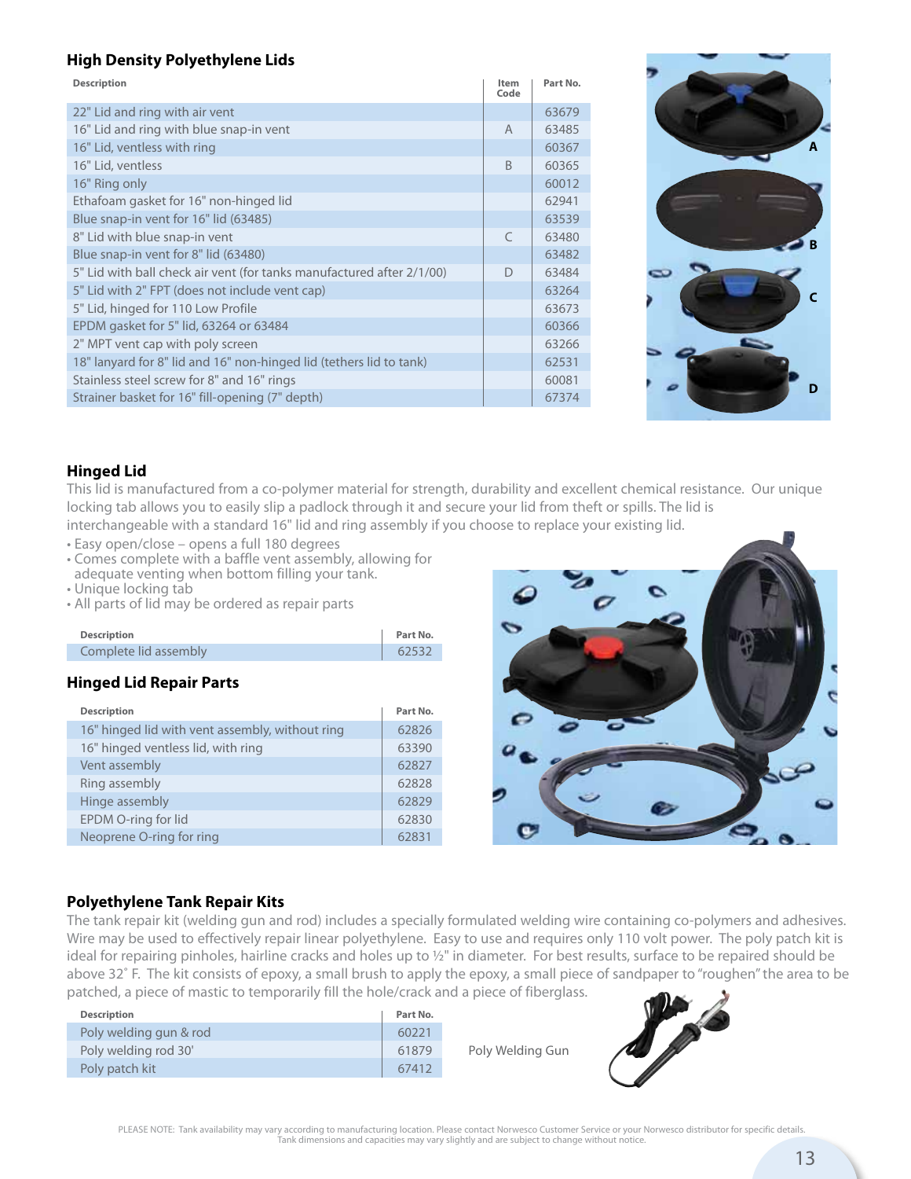## High Density Polyethylene Lids

| Description | Item Code | Part No. |
|---|---|---|
| 22" Lid and ring with air vent | | 63679 |
| 16" Lid and ring with blue snap-in vent | A | 63485 |
| 16" Lid, ventless with ring | | 60367 |
| 16" Lid, ventless | B | 60365 |
| 16" Ring only | | 60012 |
| Ethafoam gasket for 16" non-hinged lid | | 62941 |
| Blue snap-in vent for 16" lid (63485) | | 63539 |
| 8" Lid with blue snap-in vent | C | 63480 |
| Blue snap-in vent for 8" lid (63480) | | 63482 |
| 5" Lid with ball check air vent (for tanks manufactured after 2/1/00) | D | 63484 |
| 5" Lid with 2" FPT (does not include vent cap) | | 63264 |
| 5" Lid, hinged for 110 Low Profile | | 63673 |
| EPDM gasket for 5" lid, 63264 or 63484 | | 60366 |
| 2" MPT vent cap with poly screen | | 63266 |
| 18" lanyard for 8" lid and 16" non-hinged lid (tethers lid to tank) | | 62531 |
| Stainless steel screw for 8" and 16" rings | | 60081 |
| Strainer basket for 16" fill-opening (7" depth) | | 67374 |

A

B

C

D

## Hinged Lid

This lid is manufactured from a co-polymer material for strength, durability and excellent chemical resistance. Our unique locking tab allows you to easily slip a padlock through it and secure your lid from theft or spills. The lid is interchangeable with a standard 16" lid and ring assembly if you choose to replace your existing lid.

- Easy open/close – opens a full 180 degrees
- Comes complete with a baffle vent assembly, allowing for adequate venting when bottom filling your tank.
- Unique locking tab
- All parts of lid may be ordered as repair parts

| Description | Part No. |
|---|---|
| Complete lid assembly | 62532 |

## Hinged Lid Repair Parts

| Description | Part No. |
|---|---|
| 16" hinged lid with vent assembly, without ring | 62826 |
| 16" hinged ventless lid, with ring | 63390 |
| Vent assembly | 62827 |
| Ring assembly | 62828 |
| Hinge assembly | 62829 |
| EPDM O-ring for lid | 62830 |
| Neoprene O-ring for ring | 62831 |

## Polyethylene Tank Repair Kits

The tank repair kit (welding gun and rod) includes a specially formulated welding wire containing co-polymers and adhesives. Wire may be used to effectively repair linear polyethylene. Easy to use and requires only 110 volt power. The poly patch kit is ideal for repairing pinholes, hairline cracks and holes up to ½" in diameter. For best results, surface to be repaired should be above 32˚ F. The kit consists of epoxy, a small brush to apply the epoxy, a small piece of sandpaper to "roughen" the area to be patched, a piece of mastic to temporarily fill the hole/crack and a piece of fiberglass.

| Description | Part No. |
|---|---|
| Poly welding gun & rod | 60221 |
| Poly welding rod 30' | 61879 |
| Poly patch kit | 67412 |

Poly Welding Gun

PLEASE NOTE: Tank availability may vary according to manufacturing location. Please contact Norwesco Customer Service or your Norwesco distributor for specific details. Tank dimensions and capacities may vary slightly and are subject to change without notice.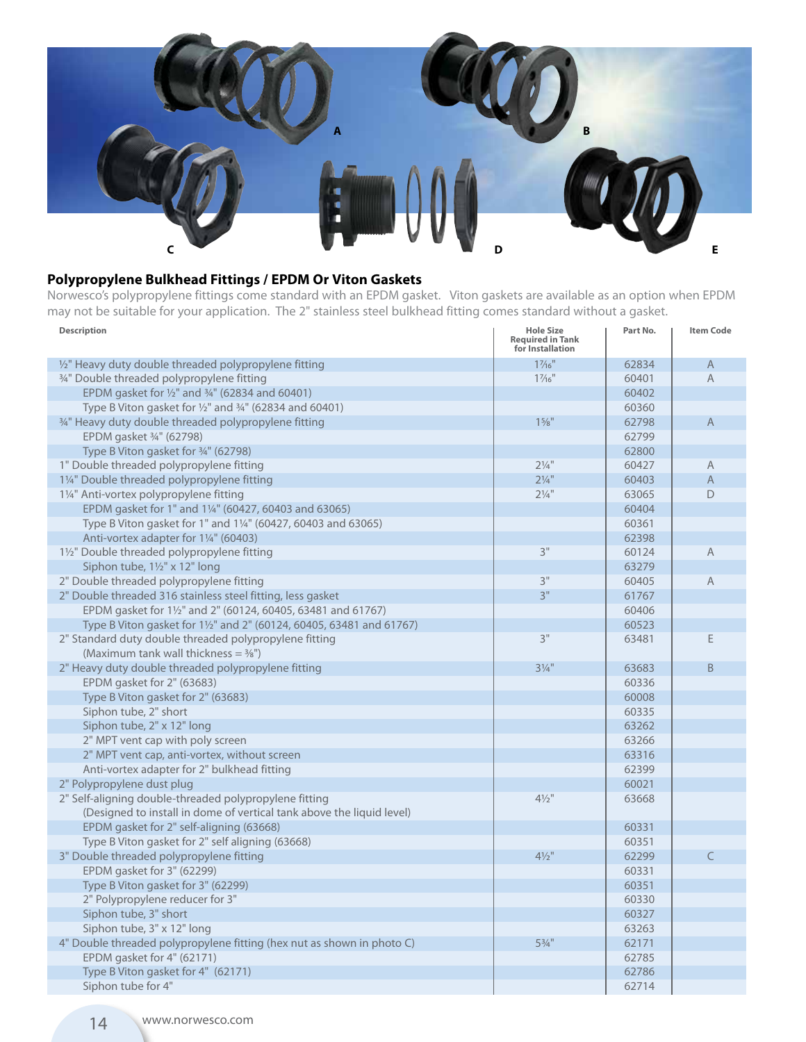A B C D E

## Polypropylene Bulkhead Fittings / EPDM Or Viton Gaskets

Norwesco's polypropylene fittings come standard with an EPDM gasket. Viton gaskets are available as an option when EPDM may not be suitable for your application. The 2" stainless steel bulkhead fitting comes standard without a gasket.

| Description | Hole Size Required in Tank for Installation | Part No. | Item Code |
|---|---|---|---|
| ½" Heavy duty double threaded polypropylene fitting | 1⁷⁄₁₆" | 62834 | A |
| ¾" Double threaded polypropylene fitting | 1⁷⁄₁₆" | 60401 | A |
| EPDM gasket for ½" and ¾" (62834 and 60401) | | 60402 | |
| Type B Viton gasket for ½" and ¾" (62834 and 60401) | | 60360 | |
| ¾" Heavy duty double threaded polypropylene fitting | 1⅝" | 62798 | A |
| EPDM gasket ¾" (62798) | | 62799 | |
| Type B Viton gasket for ¾" (62798) | | 62800 | |
| 1" Double threaded polypropylene fitting | 2¼" | 60427 | A |
| 1¼" Double threaded polypropylene fitting | 2¼" | 60403 | A |
| 1¼" Anti-vortex polypropylene fitting | 2¼" | 63065 | D |
| EPDM gasket for 1" and 1¼" (60427, 60403 and 63065) | | 60404 | |
| Type B Viton gasket for 1" and 1¼" (60427, 60403 and 63065) | | 60361 | |
| Anti-vortex adapter for 1¼" (60403) | | 62398 | |
| 1½" Double threaded polypropylene fitting | 3" | 60124 | A |
| Siphon tube, 1½" x 12" long | | 63279 | |
| 2" Double threaded polypropylene fitting | 3" | 60405 | A |
| 2" Double threaded 316 stainless steel fitting, less gasket | 3" | 61767 | |
| EPDM gasket for 1½" and 2" (60124, 60405, 63481 and 61767) | | 60406 | |
| Type B Viton gasket for 1½" and 2" (60124, 60405, 63481 and 61767) | | 60523 | |
| 2" Standard duty double threaded polypropylene fitting (Maximum tank wall thickness = ⅜") | 3" | 63481 | E |
| 2" Heavy duty double threaded polypropylene fitting | 3¼" | 63683 | B |
| EPDM gasket for 2" (63683) | | 60336 | |
| Type B Viton gasket for 2" (63683) | | 60008 | |
| Siphon tube, 2" short | | 60335 | |
| Siphon tube, 2" x 12" long | | 63262 | |
| 2" MPT vent cap with poly screen | | 63266 | |
| 2" MPT vent cap, anti-vortex, without screen | | 63316 | |
| Anti-vortex adapter for 2" bulkhead fitting | | 62399 | |
| 2" Polypropylene dust plug | | 60021 | |
| 2" Self-aligning double-threaded polypropylene fitting (Designed to install in dome of vertical tank above the liquid level) | 4½" | 63668 | |
| EPDM gasket for 2" self-aligning (63668) | | 60331 | |
| Type B Viton gasket for 2" self aligning (63668) | | 60351 | |
| 3" Double threaded polypropylene fitting | 4½" | 62299 | C |
| EPDM gasket for 3" (62299) | | 60331 | |
| Type B Viton gasket for 3" (62299) | | 60351 | |
| 2" Polypropylene reducer for 3" | | 60330 | |
| Siphon tube, 3" short | | 60327 | |
| Siphon tube, 3" x 12" long | | 63263 | |
| 4" Double threaded polypropylene fitting (hex nut as shown in photo C) | 5¾" | 62171 | |
| EPDM gasket for 4" (62171) | | 62785 | |
| Type B Viton gasket for 4" (62171) | | 62786 | |
| Siphon tube for 4" | | 62714 | |

www.norwesco.com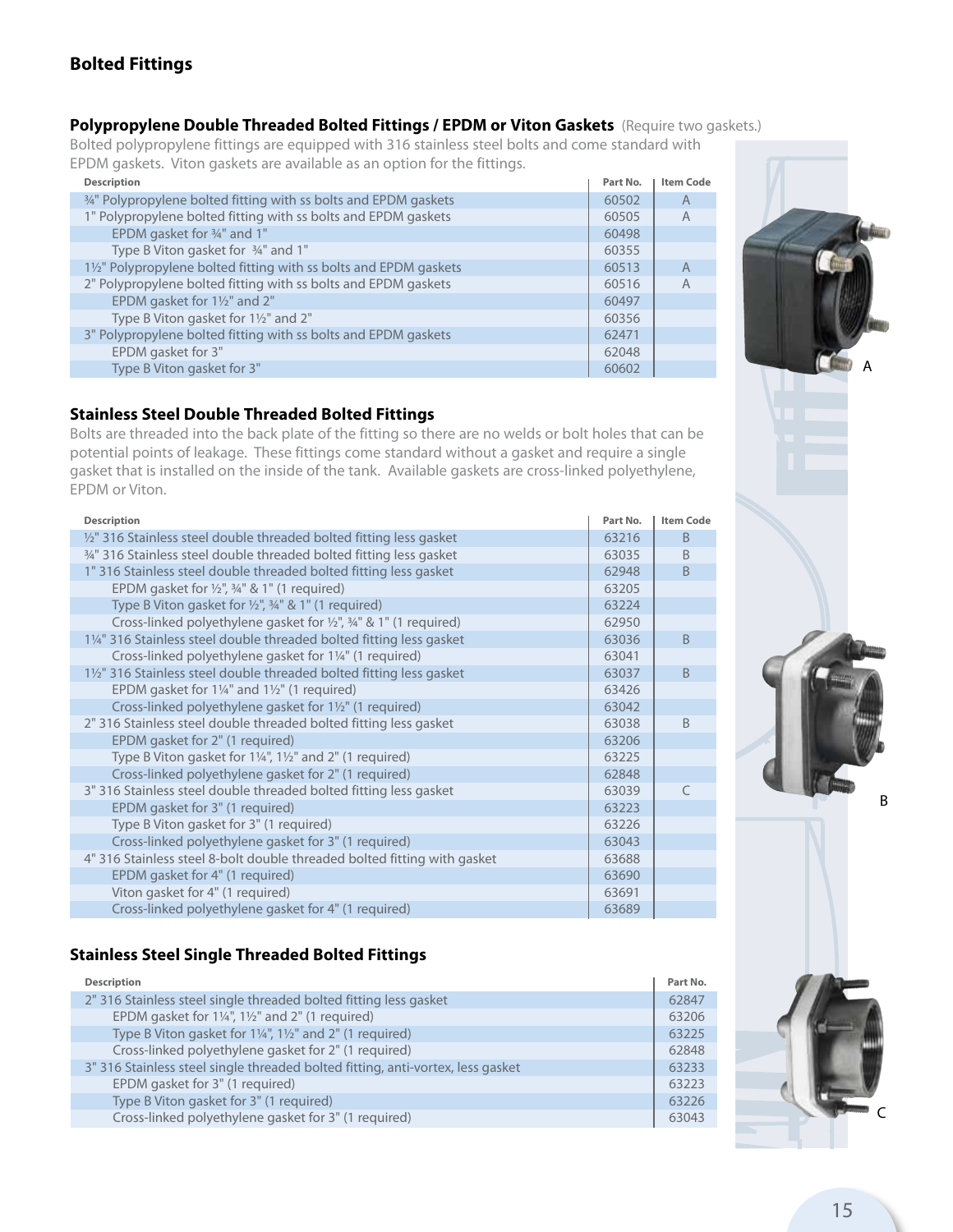## Bolted Fittings

### Polypropylene Double Threaded Bolted Fittings / EPDM or Viton Gaskets (Require two gaskets.)

Bolted polypropylene fittings are equipped with 316 stainless steel bolts and come standard with EPDM gaskets. Viton gaskets are available as an option for the fittings.

| Description | Part No. | Item Code |
|---|---|---|
| ¾" Polypropylene bolted fitting with ss bolts and EPDM gaskets | 60502 | A |
| 1" Polypropylene bolted fitting with ss bolts and EPDM gaskets | 60505 | A |
| EPDM gasket for ¾" and 1" | 60498 | |
| Type B Viton gasket for ¾" and 1" | 60355 | |
| 1½" Polypropylene bolted fitting with ss bolts and EPDM gaskets | 60513 | A |
| 2" Polypropylene bolted fitting with ss bolts and EPDM gaskets | 60516 | A |
| EPDM gasket for 1½" and 2" | 60497 | |
| Type B Viton gasket for 1½" and 2" | 60356 | |
| 3" Polypropylene bolted fitting with ss bolts and EPDM gaskets | 62471 | |
| EPDM gasket for 3" | 62048 | |
| Type B Viton gasket for 3" | 60602 | |

A

### Stainless Steel Double Threaded Bolted Fittings

Bolts are threaded into the back plate of the fitting so there are no welds or bolt holes that can be potential points of leakage. These fittings come standard without a gasket and require a single gasket that is installed on the inside of the tank. Available gaskets are cross-linked polyethylene, EPDM or Viton.

| Description | Part No. | Item Code |
|---|---|---|
| ½" 316 Stainless steel double threaded bolted fitting less gasket | 63216 | B |
| ¾" 316 Stainless steel double threaded bolted fitting less gasket | 63035 | B |
| 1" 316 Stainless steel double threaded bolted fitting less gasket | 62948 | B |
| EPDM gasket for ½", ¾" & 1" (1 required) | 63205 | |
| Type B Viton gasket for ½", ¾" & 1" (1 required) | 63224 | |
| Cross-linked polyethylene gasket for ½", ¾" & 1" (1 required) | 62950 | |
| 1¼" 316 Stainless steel double threaded bolted fitting less gasket | 63036 | B |
| Cross-linked polyethylene gasket for 1¼" (1 required) | 63041 | |
| 1½" 316 Stainless steel double threaded bolted fitting less gasket | 63037 | B |
| EPDM gasket for 1¼" and 1½" (1 required) | 63426 | |
| Cross-linked polyethylene gasket for 1½" (1 required) | 63042 | |
| 2" 316 Stainless steel double threaded bolted fitting less gasket | 63038 | B |
| EPDM gasket for 2" (1 required) | 63206 | |
| Type B Viton gasket for 1¼", 1½" and 2" (1 required) | 63225 | |
| Cross-linked polyethylene gasket for 2" (1 required) | 62848 | |
| 3" 316 Stainless steel double threaded bolted fitting less gasket | 63039 | C |
| EPDM gasket for 3" (1 required) | 63223 | |
| Type B Viton gasket for 3" (1 required) | 63226 | |
| Cross-linked polyethylene gasket for 3" (1 required) | 63043 | |
| 4" 316 Stainless steel 8-bolt double threaded bolted fitting with gasket | 63688 | |
| EPDM gasket for 4" (1 required) | 63690 | |
| Viton gasket for 4" (1 required) | 63691 | |
| Cross-linked polyethylene gasket for 4" (1 required) | 63689 | |

B

### Stainless Steel Single Threaded Bolted Fittings

| Description | Part No. |
|---|---|
| 2" 316 Stainless steel single threaded bolted fitting less gasket | 62847 |
| EPDM gasket for 1¼", 1½" and 2" (1 required) | 63206 |
| Type B Viton gasket for 1¼", 1½" and 2" (1 required) | 63225 |
| Cross-linked polyethylene gasket for 2" (1 required) | 62848 |
| 3" 316 Stainless steel single threaded bolted fitting, anti-vortex, less gasket | 63233 |
| EPDM gasket for 3" (1 required) | 63223 |
| Type B Viton gasket for 3" (1 required) | 63226 |
| Cross-linked polyethylene gasket for 3" (1 required) | 63043 |

C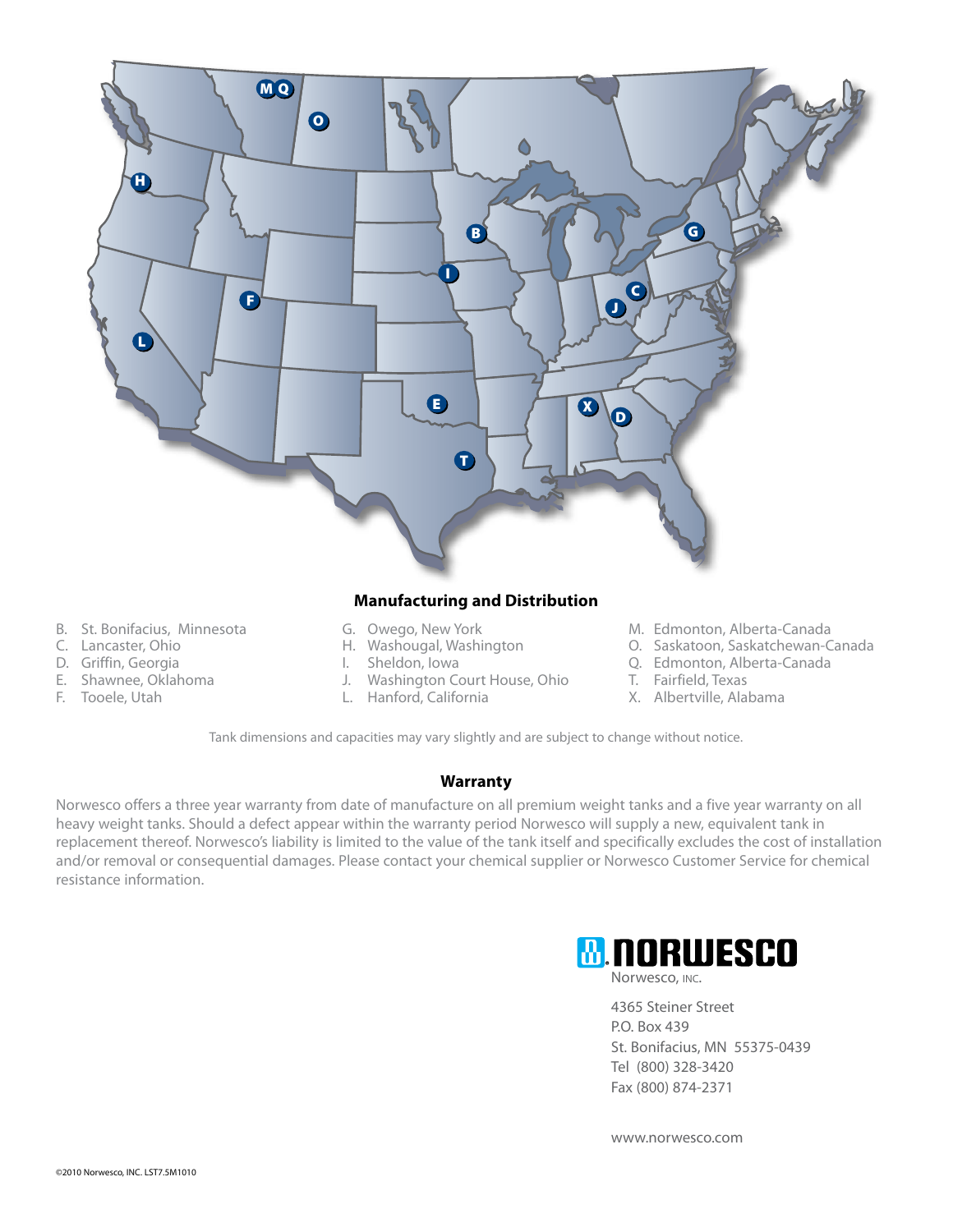## Manufacturing and Distribution

B. St. Bonifacius, Minnesota
C. Lancaster, Ohio
D. Griffin, Georgia
E. Shawnee, Oklahoma
F. Tooele, Utah
G. Owego, New York
H. Washougal, Washington
I. Sheldon, Iowa
J. Washington Court House, Ohio
L. Hanford, California
M. Edmonton, Alberta-Canada
O. Saskatoon, Saskatchewan-Canada
Q. Edmonton, Alberta-Canada
T. Fairfield, Texas
X. Albertville, Alabama

Tank dimensions and capacities may vary slightly and are subject to change without notice.

## Warranty

Norwesco offers a three year warranty from date of manufacture on all premium weight tanks and a five year warranty on all heavy weight tanks. Should a defect appear within the warranty period Norwesco will supply a new, equivalent tank in replacement thereof. Norwesco's liability is limited to the value of the tank itself and specifically excludes the cost of installation and/or removal or consequential damages. Please contact your chemical supplier or Norwesco Customer Service for chemical resistance information.

NORWESCO
Norwesco, INC.

4365 Steiner Street
P.O. Box 439
St. Bonifacius, MN 55375-0439
Tel (800) 328-3420
Fax (800) 874-2371

www.norwesco.com

©2010 Norwesco, INC. LST7.5M1010